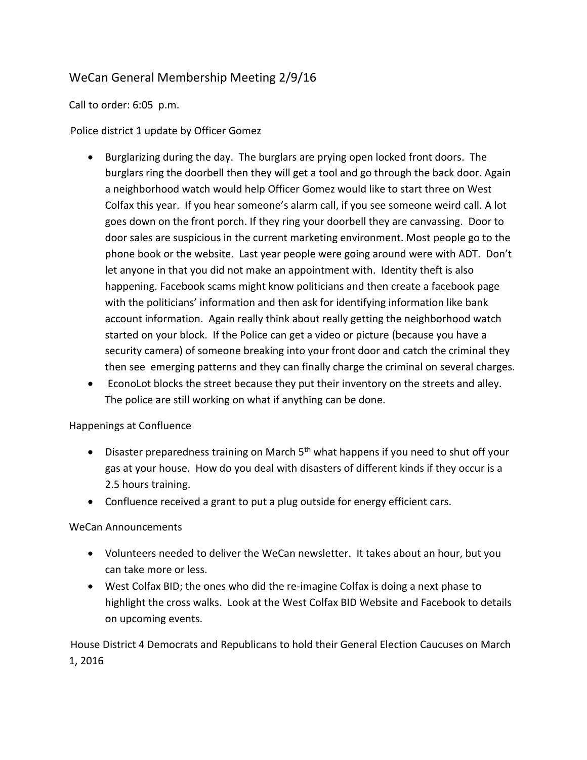# WeCan General Membership Meeting 2/9/16

Call to order: 6:05 p.m.

Police district 1 update by Officer Gomez

- Burglarizing during the day. The burglars are prying open locked front doors. The burglars ring the doorbell then they will get a tool and go through the back door. Again a neighborhood watch would help Officer Gomez would like to start three on West Colfax this year. If you hear someone's alarm call, if you see someone weird call. A lot goes down on the front porch. If they ring your doorbell they are canvassing. Door to door sales are suspicious in the current marketing environment. Most people go to the phone book or the website. Last year people were going around were with ADT. Don't let anyone in that you did not make an appointment with. Identity theft is also happening. Facebook scams might know politicians and then create a facebook page with the politicians' information and then ask for identifying information like bank account information. Again really think about really getting the neighborhood watch started on your block. If the Police can get a video or picture (because you have a security camera) of someone breaking into your front door and catch the criminal they then see emerging patterns and they can finally charge the criminal on several charges.
- EconoLot blocks the street because they put their inventory on the streets and alley. The police are still working on what if anything can be done.

Happenings at Confluence

- Disaster preparedness training on March 5th what happens if you need to shut off your gas at your house. How do you deal with disasters of different kinds if they occur is a 2.5 hours training.
- Confluence received a grant to put a plug outside for energy efficient cars.

WeCan Announcements

- Volunteers needed to deliver the WeCan newsletter. It takes about an hour, but you can take more or less.
- West Colfax BID; the ones who did the re-imagine Colfax is doing a next phase to highlight the cross walks. Look at the West Colfax BID Website and Facebook to details on upcoming events.

House District 4 Democrats and Republicans to hold their General Election Caucuses on March 1, 2016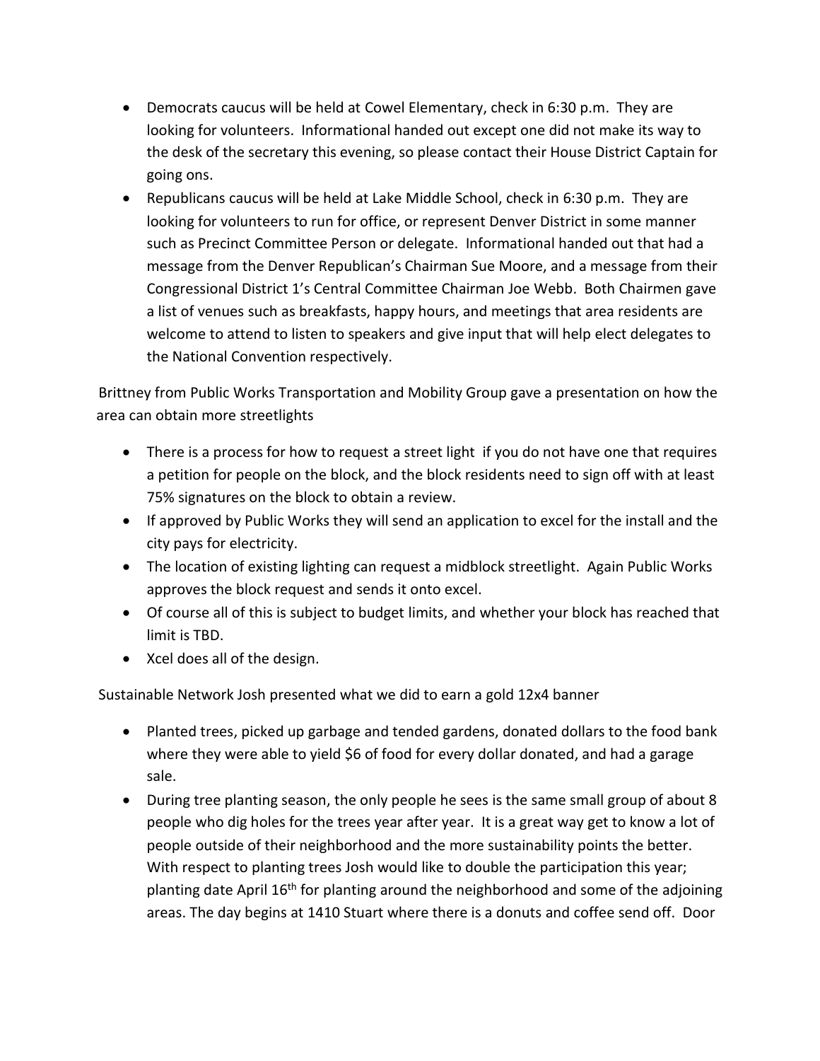- Democrats caucus will be held at Cowel Elementary, check in 6:30 p.m. They are looking for volunteers. Informational handed out except one did not make its way to the desk of the secretary this evening, so please contact their House District Captain for going ons.
- Republicans caucus will be held at Lake Middle School, check in 6:30 p.m. They are looking for volunteers to run for office, or represent Denver District in some manner such as Precinct Committee Person or delegate. Informational handed out that had a message from the Denver Republican's Chairman Sue Moore, and a message from their Congressional District 1's Central Committee Chairman Joe Webb. Both Chairmen gave a list of venues such as breakfasts, happy hours, and meetings that area residents are welcome to attend to listen to speakers and give input that will help elect delegates to the National Convention respectively.

Brittney from Public Works Transportation and Mobility Group gave a presentation on how the area can obtain more streetlights

- There is a process for how to request a street light if you do not have one that requires a petition for people on the block, and the block residents need to sign off with at least 75% signatures on the block to obtain a review.
- If approved by Public Works they will send an application to excel for the install and the city pays for electricity.
- The location of existing lighting can request a midblock streetlight. Again Public Works approves the block request and sends it onto excel.
- Of course all of this is subject to budget limits, and whether your block has reached that limit is TBD.
- Xcel does all of the design.

Sustainable Network Josh presented what we did to earn a gold 12x4 banner

- Planted trees, picked up garbage and tended gardens, donated dollars to the food bank where they were able to yield $6 of food for every dollar donated, and had a garage sale.
- During tree planting season, the only people he sees is the same small group of about 8 people who dig holes for the trees year after year. It is a great way get to know a lot of people outside of their neighborhood and the more sustainability points the better. With respect to planting trees Josh would like to double the participation this year; planting date April 16th for planting around the neighborhood and some of the adjoining areas. The day begins at 1410 Stuart where there is a donuts and coffee send off. Door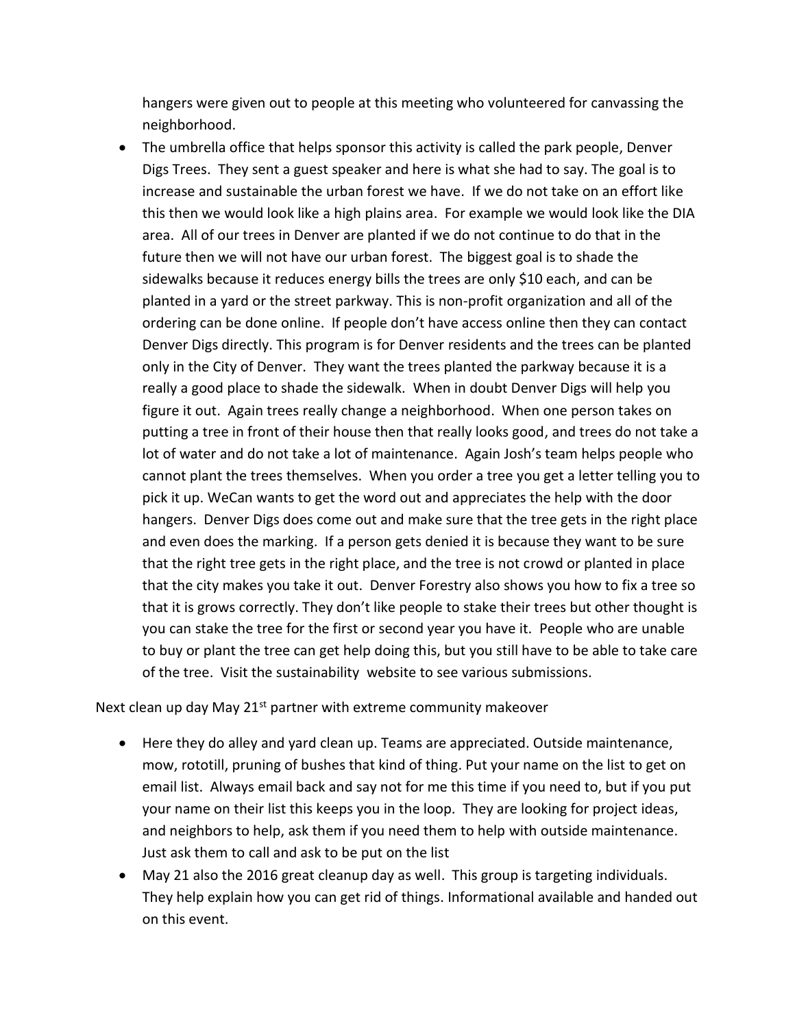hangers were given out to people at this meeting who volunteered for canvassing the neighborhood.

- The umbrella office that helps sponsor this activity is called the park people, Denver Digs Trees. They sent a guest speaker and here is what she had to say. The goal is to increase and sustainable the urban forest we have. If we do not take on an effort like this then we would look like a high plains area. For example we would look like the DIA area. All of our trees in Denver are planted if we do not continue to do that in the future then we will not have our urban forest. The biggest goal is to shade the sidewalks because it reduces energy bills the trees are only $10 each, and can be planted in a yard or the street parkway. This is non-profit organization and all of the ordering can be done online. If people don't have access online then they can contact Denver Digs directly. This program is for Denver residents and the trees can be planted only in the City of Denver. They want the trees planted the parkway because it is a really a good place to shade the sidewalk. When in doubt Denver Digs will help you figure it out. Again trees really change a neighborhood. When one person takes on putting a tree in front of their house then that really looks good, and trees do not take a lot of water and do not take a lot of maintenance. Again Josh's team helps people who cannot plant the trees themselves. When you order a tree you get a letter telling you to pick it up. WeCan wants to get the word out and appreciates the help with the door hangers. Denver Digs does come out and make sure that the tree gets in the right place and even does the marking. If a person gets denied it is because they want to be sure that the right tree gets in the right place, and the tree is not crowd or planted in place that the city makes you take it out. Denver Forestry also shows you how to fix a tree so that it is grows correctly. They don't like people to stake their trees but other thought is you can stake the tree for the first or second year you have it. People who are unable to buy or plant the tree can get help doing this, but you still have to be able to take care of the tree. Visit the sustainability website to see various submissions.

Next clean up day May 21st partner with extreme community makeover

- Here they do alley and yard clean up. Teams are appreciated. Outside maintenance, mow, rototill, pruning of bushes that kind of thing. Put your name on the list to get on email list. Always email back and say not for me this time if you need to, but if you put your name on their list this keeps you in the loop. They are looking for project ideas, and neighbors to help, ask them if you need them to help with outside maintenance. Just ask them to call and ask to be put on the list
- May 21 also the 2016 great cleanup day as well. This group is targeting individuals. They help explain how you can get rid of things. Informational available and handed out on this event.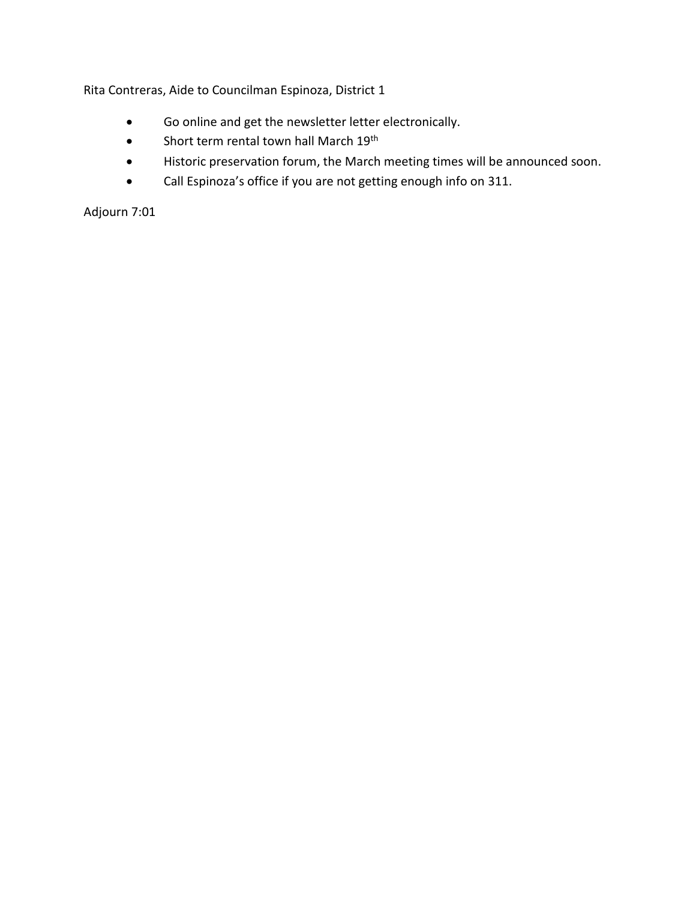Rita Contreras, Aide to Councilman Espinoza, District 1

- Go online and get the newsletter letter electronically.
- Short term rental town hall March 19th
- Historic preservation forum, the March meeting times will be announced soon.
- Call Espinoza's office if you are not getting enough info on 311.

Adjourn 7:01